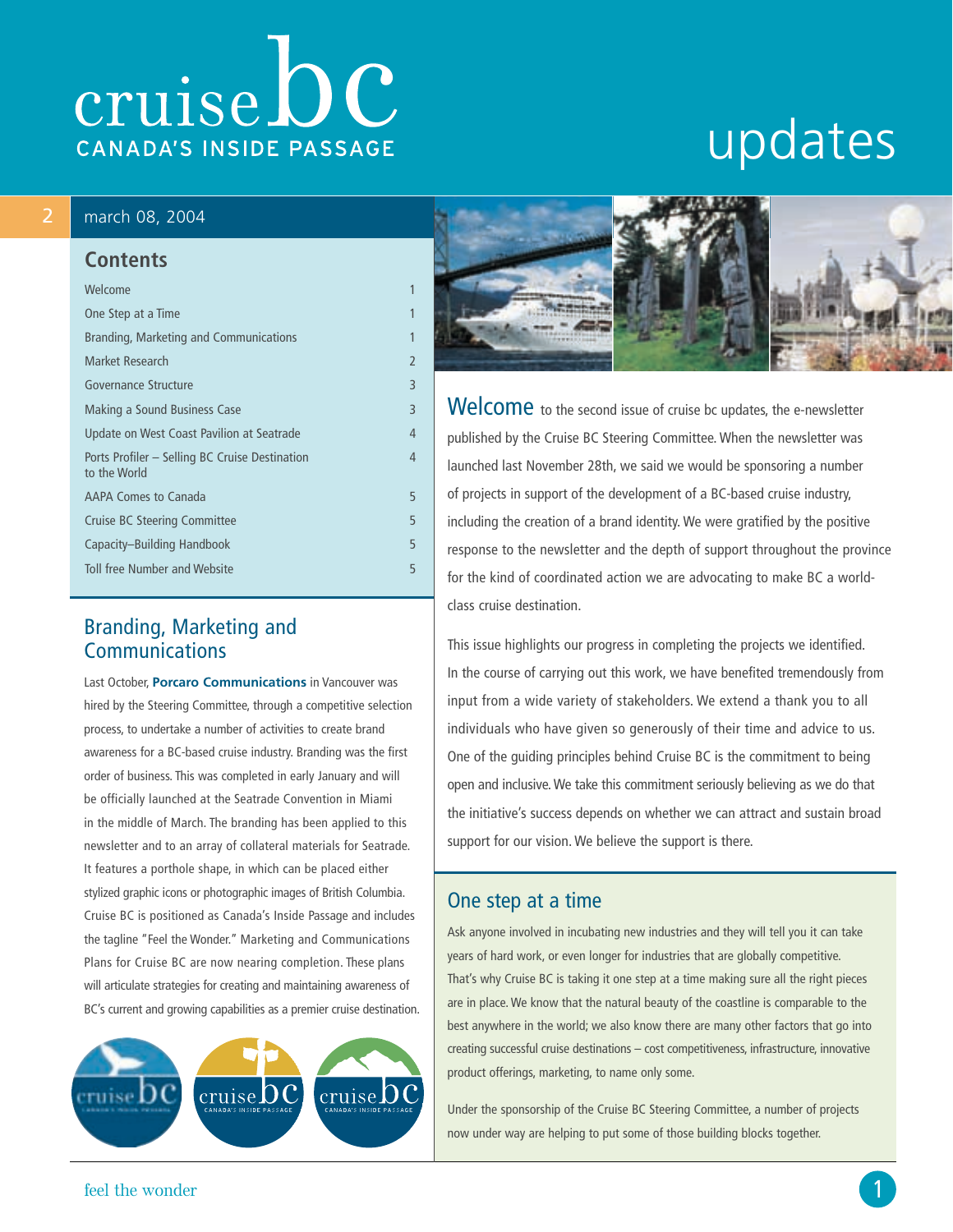# cruise bc

CANADA'S INSIDE PASSAGE

# updates

2 march 08, 2004

## Contents

| | |
|---|---|
| Welcome | 1 |
| One Step at a Time | 1 |
| Branding, Marketing and Communications | 1 |
| Market Research | 2 |
| Governance Structure | 3 |
| Making a Sound Business Case | 3 |
| Update on West Coast Pavilion at Seatrade | 4 |
| Ports Profiler – Selling BC Cruise Destination to the World | 4 |
| AAPA Comes to Canada | 5 |
| Cruise BC Steering Committee | 5 |
| Capacity–Building Handbook | 5 |
| Toll free Number and Website | 5 |

## Branding, Marketing and Communications

Last October, **Porcaro Communications** in Vancouver was hired by the Steering Committee, through a competitive selection process, to undertake a number of activities to create brand awareness for a BC-based cruise industry. Branding was the first order of business. This was completed in early January and will be officially launched at the Seatrade Convention in Miami in the middle of March. The branding has been applied to this newsletter and to an array of collateral materials for Seatrade. It features a porthole shape, in which can be placed either stylized graphic icons or photographic images of British Columbia. Cruise BC is positioned as Canada's Inside Passage and includes the tagline "Feel the Wonder." Marketing and Communications Plans for Cruise BC are now nearing completion. These plans will articulate strategies for creating and maintaining awareness of BC's current and growing capabilities as a premier cruise destination.

## Welcome

Welcome to the second issue of cruise bc updates, the e-newsletter published by the Cruise BC Steering Committee. When the newsletter was launched last November 28th, we said we would be sponsoring a number of projects in support of the development of a BC-based cruise industry, including the creation of a brand identity. We were gratified by the positive response to the newsletter and the depth of support throughout the province for the kind of coordinated action we are advocating to make BC a world-class cruise destination.

This issue highlights our progress in completing the projects we identified. In the course of carrying out this work, we have benefited tremendously from input from a wide variety of stakeholders. We extend a thank you to all individuals who have given so generously of their time and advice to us. One of the guiding principles behind Cruise BC is the commitment to being open and inclusive. We take this commitment seriously believing as we do that the initiative's success depends on whether we can attract and sustain broad support for our vision. We believe the support is there.

## One step at a time

Ask anyone involved in incubating new industries and they will tell you it can take years of hard work, or even longer for industries that are globally competitive. That's why Cruise BC is taking it one step at a time making sure all the right pieces are in place. We know that the natural beauty of the coastline is comparable to the best anywhere in the world; we also know there are many other factors that go into creating successful cruise destinations – cost competitiveness, infrastructure, innovative product offerings, marketing, to name only some.

Under the sponsorship of the Cruise BC Steering Committee, a number of projects now under way are helping to put some of those building blocks together.

feel the wonder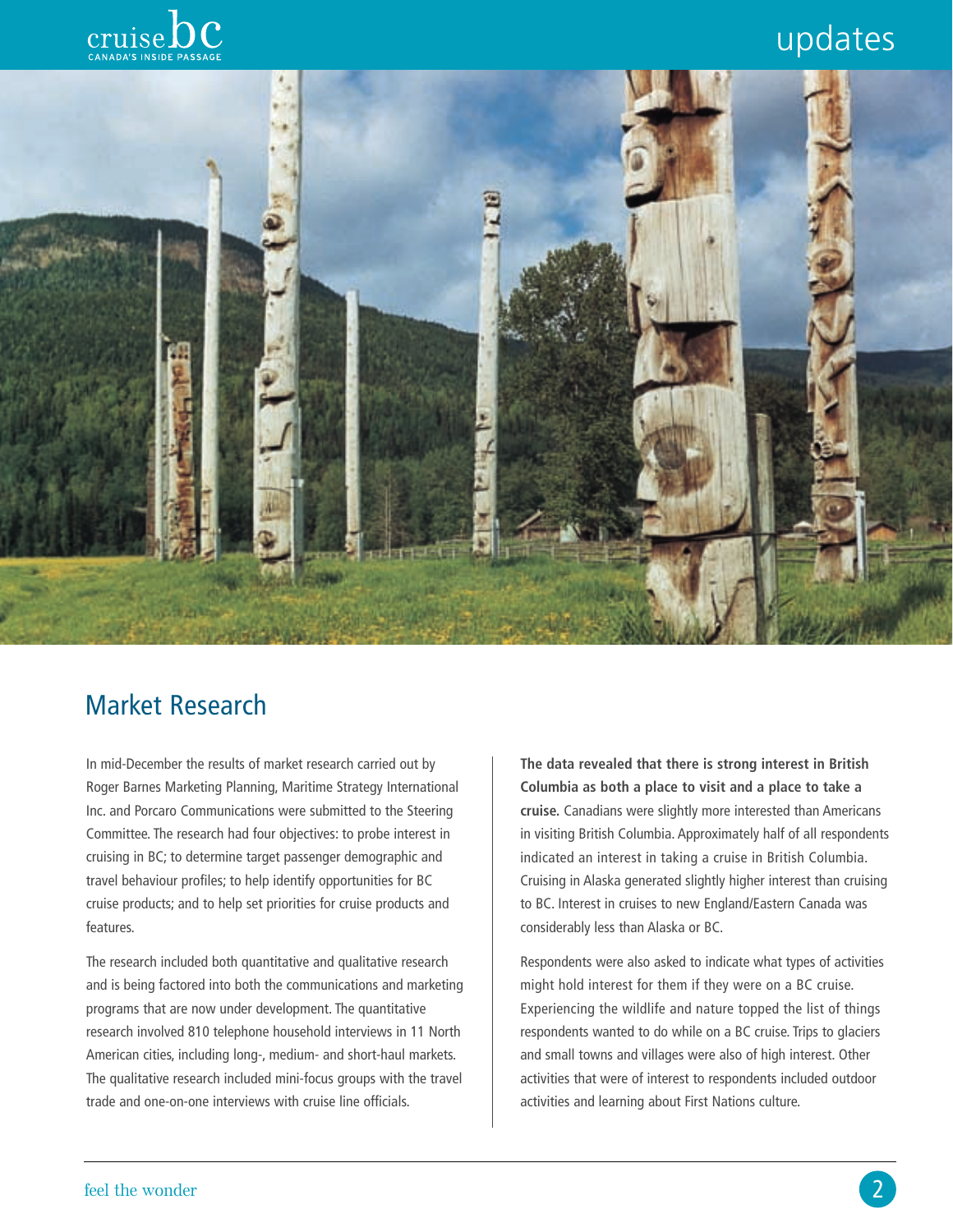## Market Research

In mid-December the results of market research carried out by Roger Barnes Marketing Planning, Maritime Strategy International Inc. and Porcaro Communications were submitted to the Steering Committee. The research had four objectives: to probe interest in cruising in BC; to determine target passenger demographic and travel behaviour profiles; to help identify opportunities for BC cruise products; and to help set priorities for cruise products and features.

The research included both quantitative and qualitative research and is being factored into both the communications and marketing programs that are now under development. The quantitative research involved 810 telephone household interviews in 11 North American cities, including long-, medium- and short-haul markets. The qualitative research included mini-focus groups with the travel trade and one-on-one interviews with cruise line officials.

**The data revealed that there is strong interest in British Columbia as both a place to visit and a place to take a cruise.** Canadians were slightly more interested than Americans in visiting British Columbia. Approximately half of all respondents indicated an interest in taking a cruise in British Columbia. Cruising in Alaska generated slightly higher interest than cruising to BC. Interest in cruises to new England/Eastern Canada was considerably less than Alaska or BC.

Respondents were also asked to indicate what types of activities might hold interest for them if they were on a BC cruise. Experiencing the wildlife and nature topped the list of things respondents wanted to do while on a BC cruise. Trips to glaciers and small towns and villages were also of high interest. Other activities that were of interest to respondents included outdoor activities and learning about First Nations culture.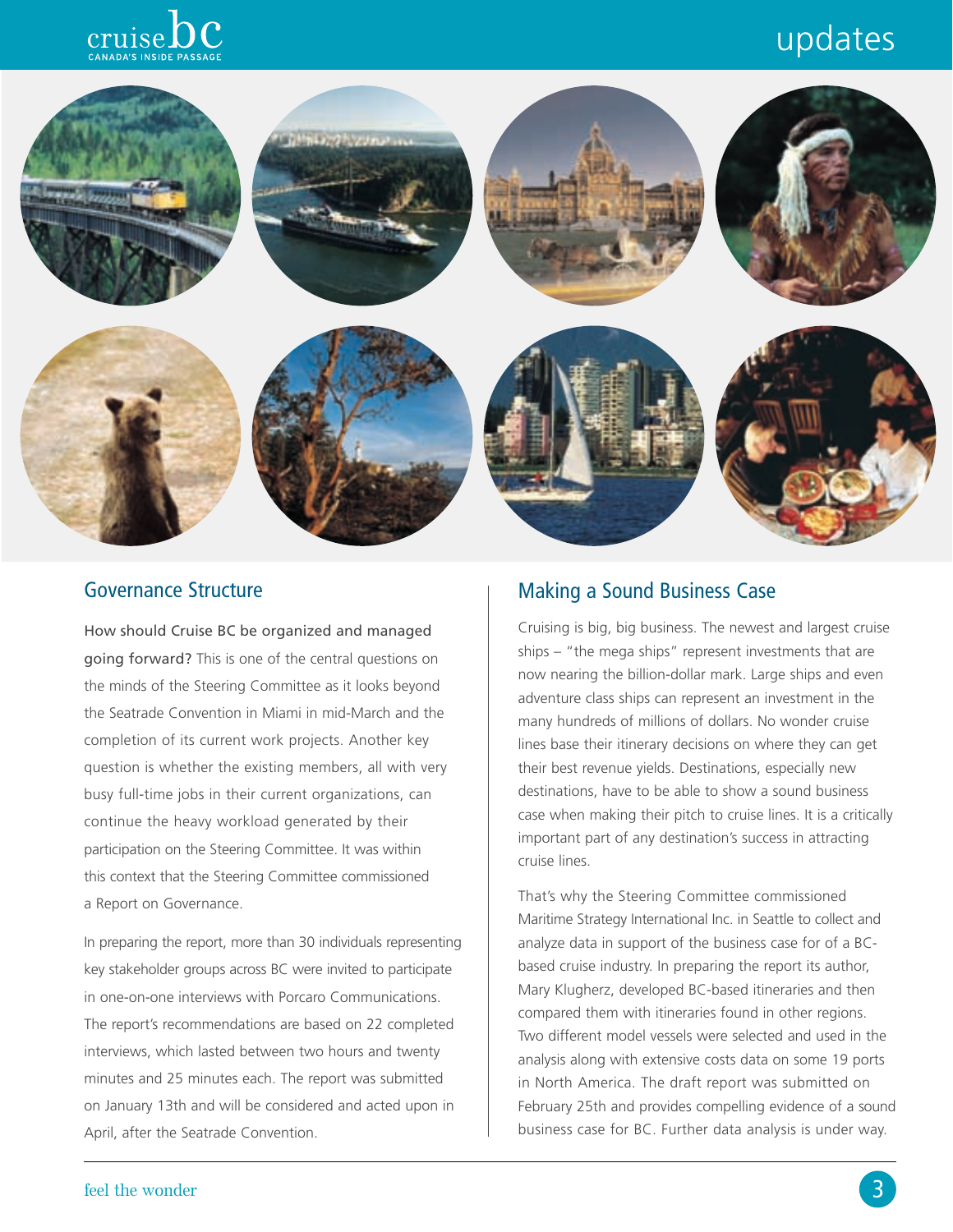## Governance Structure

**How should Cruise BC be organized and managed going forward?** This is one of the central questions on the minds of the Steering Committee as it looks beyond the Seatrade Convention in Miami in mid-March and the completion of its current work projects. Another key question is whether the existing members, all with very busy full-time jobs in their current organizations, can continue the heavy workload generated by their participation on the Steering Committee. It was within this context that the Steering Committee commissioned a Report on Governance.

In preparing the report, more than 30 individuals representing key stakeholder groups across BC were invited to participate in one-on-one interviews with Porcaro Communications. The report's recommendations are based on 22 completed interviews, which lasted between two hours and twenty minutes and 25 minutes each. The report was submitted on January 13th and will be considered and acted upon in April, after the Seatrade Convention.

## Making a Sound Business Case

Cruising is big, big business. The newest and largest cruise ships – "the mega ships" represent investments that are now nearing the billion-dollar mark. Large ships and even adventure class ships can represent an investment in the many hundreds of millions of dollars. No wonder cruise lines base their itinerary decisions on where they can get their best revenue yields. Destinations, especially new destinations, have to be able to show a sound business case when making their pitch to cruise lines. It is a critically important part of any destination's success in attracting cruise lines.

That's why the Steering Committee commissioned Maritime Strategy International Inc. in Seattle to collect and analyze data in support of the business case for of a BC-based cruise industry. In preparing the report its author, Mary Klugherz, developed BC-based itineraries and then compared them with itineraries found in other regions. Two different model vessels were selected and used in the analysis along with extensive costs data on some 19 ports in North America. The draft report was submitted on February 25th and provides compelling evidence of a sound business case for BC. Further data analysis is under way.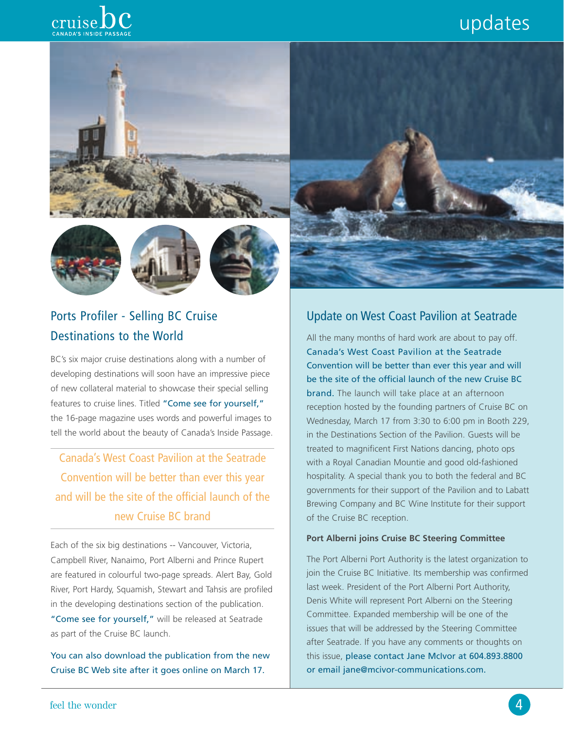## Ports Profiler - Selling BC Cruise Destinations to the World

BC's six major cruise destinations along with a number of developing destinations will soon have an impressive piece of new collateral material to showcase their special selling features to cruise lines. Titled "Come see for yourself," the 16-page magazine uses words and powerful images to tell the world about the beauty of Canada's Inside Passage.

> Canada's West Coast Pavilion at the Seatrade Convention will be better than ever this year and will be the site of the official launch of the new Cruise BC brand

Each of the six big destinations -- Vancouver, Victoria, Campbell River, Nanaimo, Port Alberni and Prince Rupert are featured in colourful two-page spreads. Alert Bay, Gold River, Port Hardy, Squamish, Stewart and Tahsis are profiled in the developing destinations section of the publication. "Come see for yourself," will be released at Seatrade as part of the Cruise BC launch.

You can also download the publication from the new Cruise BC Web site after it goes online on March 17.

## Update on West Coast Pavilion at Seatrade

All the many months of hard work are about to pay off. Canada's West Coast Pavilion at the Seatrade Convention will be better than ever this year and will be the site of the official launch of the new Cruise BC brand. The launch will take place at an afternoon reception hosted by the founding partners of Cruise BC on Wednesday, March 17 from 3:30 to 6:00 pm in Booth 229, in the Destinations Section of the Pavilion. Guests will be treated to magnificent First Nations dancing, photo ops with a Royal Canadian Mountie and good old-fashioned hospitality. A special thank you to both the federal and BC governments for their support of the Pavilion and to Labatt Brewing Company and BC Wine Institute for their support of the Cruise BC reception.

### Port Alberni joins Cruise BC Steering Committee

The Port Alberni Port Authority is the latest organization to join the Cruise BC Initiative. Its membership was confirmed last week. President of the Port Alberni Port Authority, Denis White will represent Port Alberni on the Steering Committee. Expanded membership will be one of the issues that will be addressed by the Steering Committee after Seatrade. If you have any comments or thoughts on this issue, please contact Jane McIvor at 604.893.8800 or email jane@mcivor-communications.com.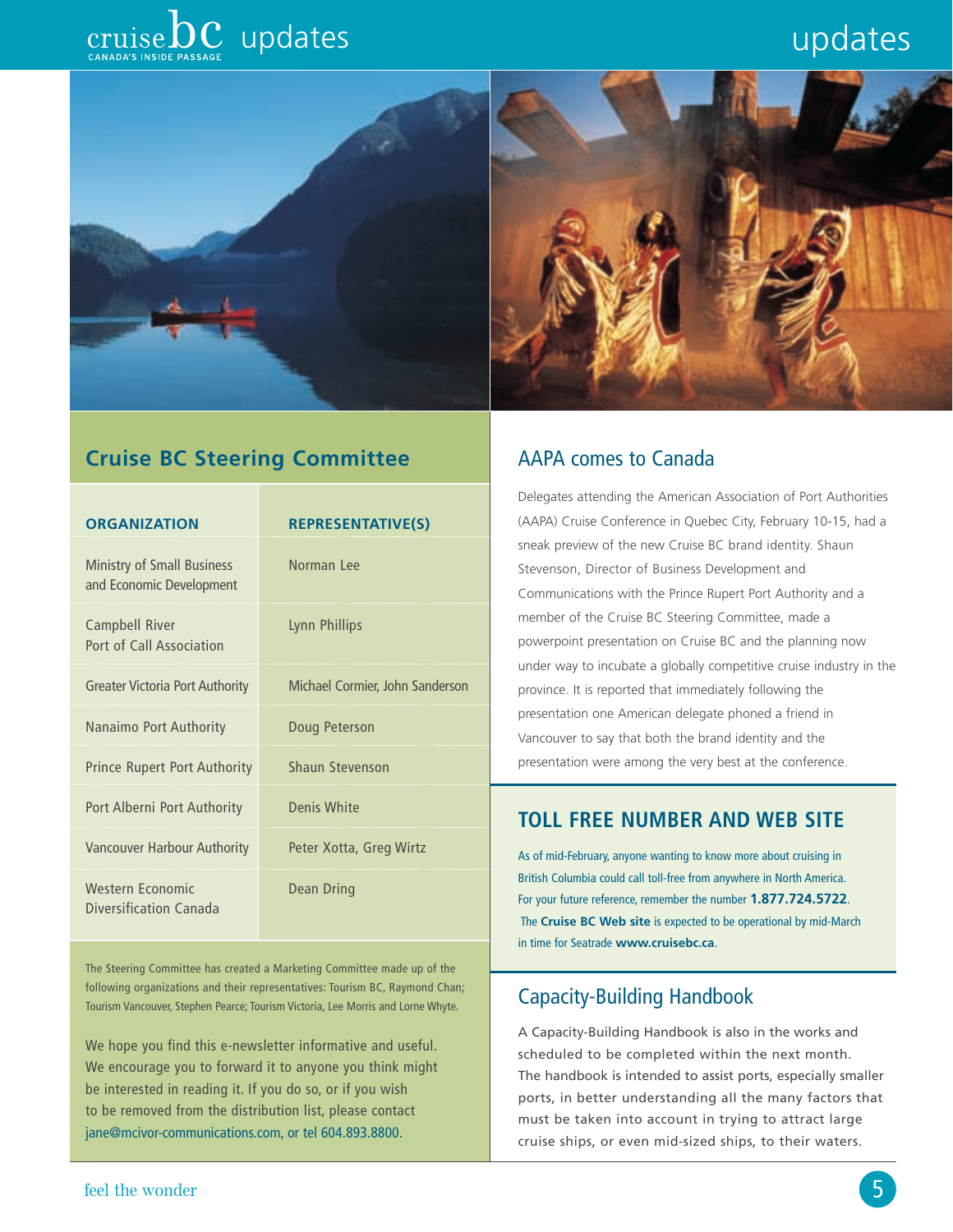## Cruise BC Steering Committee

| ORGANIZATION | REPRESENTATIVE(S) |
|---|---|
| Ministry of Small Business and Economic Development | Norman Lee |
| Campbell River Port of Call Association | Lynn Phillips |
| Greater Victoria Port Authority | Michael Cormier, John Sanderson |
| Nanaimo Port Authority | Doug Peterson |
| Prince Rupert Port Authority | Shaun Stevenson |
| Port Alberni Port Authority | Denis White |
| Vancouver Harbour Authority | Peter Xotta, Greg Wirtz |
| Western Economic Diversification Canada | Dean Dring |

The Steering Committee has created a Marketing Committee made up of the following organizations and their representatives: Tourism BC, Raymond Chan; Tourism Vancouver, Stephen Pearce; Tourism Victoria, Lee Morris and Lorne Whyte.

We hope you find this e-newsletter informative and useful. We encourage you to forward it to anyone you think might be interested in reading it. If you do so, or if you wish to be removed from the distribution list, please contact jane@mcivor-communications.com, or tel 604.893.8800.

## AAPA comes to Canada

Delegates attending the American Association of Port Authorities (AAPA) Cruise Conference in Quebec City, February 10-15, had a sneak preview of the new Cruise BC brand identity. Shaun Stevenson, Director of Business Development and Communications with the Prince Rupert Port Authority and a member of the Cruise BC Steering Committee, made a powerpoint presentation on Cruise BC and the planning now under way to incubate a globally competitive cruise industry in the province. It is reported that immediately following the presentation one American delegate phoned a friend in Vancouver to say that both the brand identity and the presentation were among the very best at the conference.

## TOLL FREE NUMBER AND WEB SITE

As of mid-February, anyone wanting to know more about cruising in British Columbia could call toll-free from anywhere in North America. For your future reference, remember the number **1.877.724.5722**. The **Cruise BC Web site** is expected to be operational by mid-March in time for Seatrade **www.cruisebc.ca**.

## Capacity-Building Handbook

A Capacity-Building Handbook is also in the works and scheduled to be completed within the next month. The handbook is intended to assist ports, especially smaller ports, in better understanding all the many factors that must be taken into account in trying to attract large cruise ships, or even mid-sized ships, to their waters.